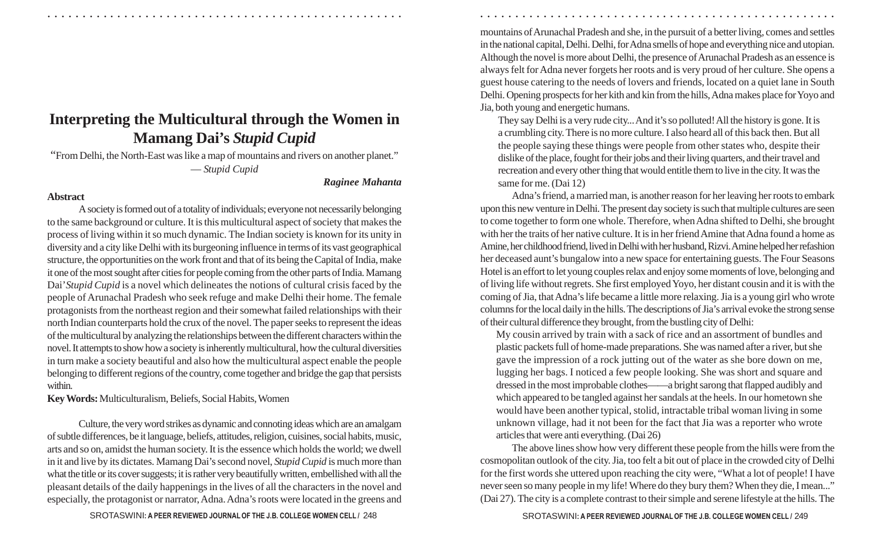# Interpreting the Multicultural through the Women in Mamang Dai's *Stupid Cupid*

"From Delhi, the North-East was like a map of mountains and rivers on another planet."
— *Stupid Cupid*

***Raginee Mahanta***

**Abstract**

A society is formed out of a totality of individuals; everyone not necessarily belonging to the same background or culture. It is this multicultural aspect of society that makes the process of living within it so much dynamic. The Indian society is known for its unity in diversity and a city like Delhi with its burgeoning influence in terms of its vast geographical structure, the opportunities on the work front and that of its being the Capital of India, make it one of the most sought after cities for people coming from the other parts of India. Mamang Dai' *Stupid Cupid* is a novel which delineates the notions of cultural crisis faced by the people of Arunachal Pradesh who seek refuge and make Delhi their home. The female protagonists from the northeast region and their somewhat failed relationships with their north Indian counterparts hold the crux of the novel. The paper seeks to represent the ideas of the multicultural by analyzing the relationships between the different characters within the novel. It attempts to show how a society is inherently multicultural, how the cultural diversities in turn make a society beautiful and also how the multicultural aspect enable the people belonging to different regions of the country, come together and bridge the gap that persists within.

**Key Words:** Multiculturalism, Beliefs, Social Habits, Women

Culture, the very word strikes as dynamic and connoting ideas which are an amalgam of subtle differences, be it language, beliefs, attitudes, religion, cuisines, social habits, music, arts and so on, amidst the human society. It is the essence which holds the world; we dwell in it and live by its dictates. Mamang Dai's second novel, *Stupid Cupid* is much more than what the title or its cover suggests; it is rather very beautifully written, embellished with all the pleasant details of the daily happenings in the lives of all the characters in the novel and especially, the protagonist or narrator, Adna. Adna's roots were located in the greens and mountains of Arunachal Pradesh and she, in the pursuit of a better living, comes and settles in the national capital, Delhi. Delhi, for Adna smells of hope and everything nice and utopian. Although the novel is more about Delhi, the presence of Arunachal Pradesh as an essence is always felt for Adna never forgets her roots and is very proud of her culture. She opens a guest house catering to the needs of lovers and friends, located on a quiet lane in South Delhi. Opening prospects for her kith and kin from the hills, Adna makes place for Yoyo and Jia, both young and energetic humans.

> They say Delhi is a very rude city... And it's so polluted! All the history is gone. It is a crumbling city. There is no more culture. I also heard all of this back then. But all the people saying these things were people from other states who, despite their dislike of the place, fought for their jobs and their living quarters, and their travel and recreation and every other thing that would entitle them to live in the city. It was the same for me. (Dai 12)

Adna's friend, a married man, is another reason for her leaving her roots to embark upon this new venture in Delhi. The present day society is such that multiple cultures are seen to come together to form one whole. Therefore, when Adna shifted to Delhi, she brought with her the traits of her native culture. It is in her friend Amine that Adna found a home as Amine, her childhood friend, lived in Delhi with her husband, Rizvi. Amine helped her refashion her deceased aunt's bungalow into a new space for entertaining guests. The Four Seasons Hotel is an effort to let young couples relax and enjoy some moments of love, belonging and of living life without regrets. She first employed Yoyo, her distant cousin and it is with the coming of Jia, that Adna's life became a little more relaxing. Jia is a young girl who wrote columns for the local daily in the hills. The descriptions of Jia's arrival evoke the strong sense of their cultural difference they brought, from the bustling city of Delhi:

> My cousin arrived by train with a sack of rice and an assortment of bundles and plastic packets full of home-made preparations. She was named after a river, but she gave the impression of a rock jutting out of the water as she bore down on me, lugging her bags. I noticed a few people looking. She was short and square and dressed in the most improbable clothes——a bright sarong that flapped audibly and which appeared to be tangled against her sandals at the heels. In our hometown she would have been another typical, stolid, intractable tribal woman living in some unknown village, had it not been for the fact that Jia was a reporter who wrote articles that were anti everything. (Dai 26)

The above lines show how very different these people from the hills were from the cosmopolitan outlook of the city. Jia, too felt a bit out of place in the crowded city of Delhi for the first words she uttered upon reaching the city were, "What a lot of people! I have never seen so many people in my life! Where do they bury them? When they die, I mean..." (Dai 27). The city is a complete contrast to their simple and serene lifestyle at the hills. The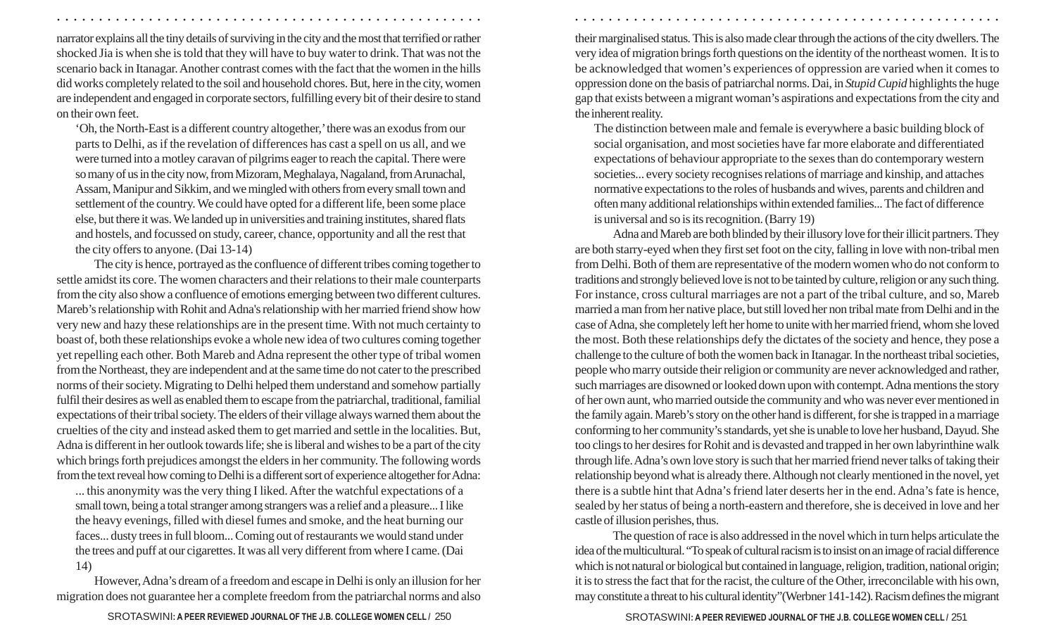narrator explains all the tiny details of surviving in the city and the most that terrified or rather shocked Jia is when she is told that they will have to buy water to drink. That was not the scenario back in Itanagar. Another contrast comes with the fact that the women in the hills did works completely related to the soil and household chores. But, here in the city, women are independent and engaged in corporate sectors, fulfilling every bit of their desire to stand on their own feet.

> 'Oh, the North-East is a different country altogether,' there was an exodus from our parts to Delhi, as if the revelation of differences has cast a spell on us all, and we were turned into a motley caravan of pilgrims eager to reach the capital. There were so many of us in the city now, from Mizoram, Meghalaya, Nagaland, from Arunachal, Assam, Manipur and Sikkim, and we mingled with others from every small town and settlement of the country. We could have opted for a different life, been some place else, but there it was. We landed up in universities and training institutes, shared flats and hostels, and focussed on study, career, chance, opportunity and all the rest that the city offers to anyone. (Dai 13-14)

The city is hence, portrayed as the confluence of different tribes coming together to settle amidst its core. The women characters and their relations to their male counterparts from the city also show a confluence of emotions emerging between two different cultures. Mareb's relationship with Rohit and Adna's relationship with her married friend show how very new and hazy these relationships are in the present time. With not much certainty to boast of, both these relationships evoke a whole new idea of two cultures coming together yet repelling each other. Both Mareb and Adna represent the other type of tribal women from the Northeast, they are independent and at the same time do not cater to the prescribed norms of their society. Migrating to Delhi helped them understand and somehow partially fulfil their desires as well as enabled them to escape from the patriarchal, traditional, familial expectations of their tribal society. The elders of their village always warned them about the cruelties of the city and instead asked them to get married and settle in the localities. But, Adna is different in her outlook towards life; she is liberal and wishes to be a part of the city which brings forth prejudices amongst the elders in her community. The following words from the text reveal how coming to Delhi is a different sort of experience altogether for Adna:

> ... this anonymity was the very thing I liked. After the watchful expectations of a small town, being a total stranger among strangers was a relief and a pleasure... I like the heavy evenings, filled with diesel fumes and smoke, and the heat burning our faces... dusty trees in full bloom... Coming out of restaurants we would stand under the trees and puff at our cigarettes. It was all very different from where I came. (Dai 14)

However, Adna's dream of a freedom and escape in Delhi is only an illusion for her migration does not guarantee her a complete freedom from the patriarchal norms and also their marginalised status. This is also made clear through the actions of the city dwellers. The very idea of migration brings forth questions on the identity of the northeast women. It is to be acknowledged that women's experiences of oppression are varied when it comes to oppression done on the basis of patriarchal norms. Dai, in *Stupid Cupid* highlights the huge gap that exists between a migrant woman's aspirations and expectations from the city and the inherent reality.

> The distinction between male and female is everywhere a basic building block of social organisation, and most societies have far more elaborate and differentiated expectations of behaviour appropriate to the sexes than do contemporary western societies... every society recognises relations of marriage and kinship, and attaches normative expectations to the roles of husbands and wives, parents and children and often many additional relationships within extended families... The fact of difference is universal and so is its recognition. (Barry 19)

Adna and Mareb are both blinded by their illusory love for their illicit partners. They are both starry-eyed when they first set foot on the city, falling in love with non-tribal men from Delhi. Both of them are representative of the modern women who do not conform to traditions and strongly believed love is not to be tainted by culture, religion or any such thing. For instance, cross cultural marriages are not a part of the tribal culture, and so, Mareb married a man from her native place, but still loved her non tribal mate from Delhi and in the case of Adna, she completely left her home to unite with her married friend, whom she loved the most. Both these relationships defy the dictates of the society and hence, they pose a challenge to the culture of both the women back in Itanagar. In the northeast tribal societies, people who marry outside their religion or community are never acknowledged and rather, such marriages are disowned or looked down upon with contempt. Adna mentions the story of her own aunt, who married outside the community and who was never ever mentioned in the family again. Mareb's story on the other hand is different, for she is trapped in a marriage conforming to her community's standards, yet she is unable to love her husband, Dayud. She too clings to her desires for Rohit and is devastated and trapped in her own labyrinthine walk through life. Adna's own love story is such that her married friend never talks of taking their relationship beyond what is already there. Although not clearly mentioned in the novel, yet there is a subtle hint that Adna's friend later deserts her in the end. Adna's fate is hence, sealed by her status of being a north-eastern and therefore, she is deceived in love and her castle of illusion perishes, thus.

The question of race is also addressed in the novel which in turn helps articulate the idea of the multicultural. "To speak of cultural racism is to insist on an image of racial difference which is not natural or biological but contained in language, religion, tradition, national origin; it is to stress the fact that for the racist, the culture of the Other, irreconcilable with his own, may constitute a threat to his cultural identity"(Werbner 141-142). Racism defines the migrant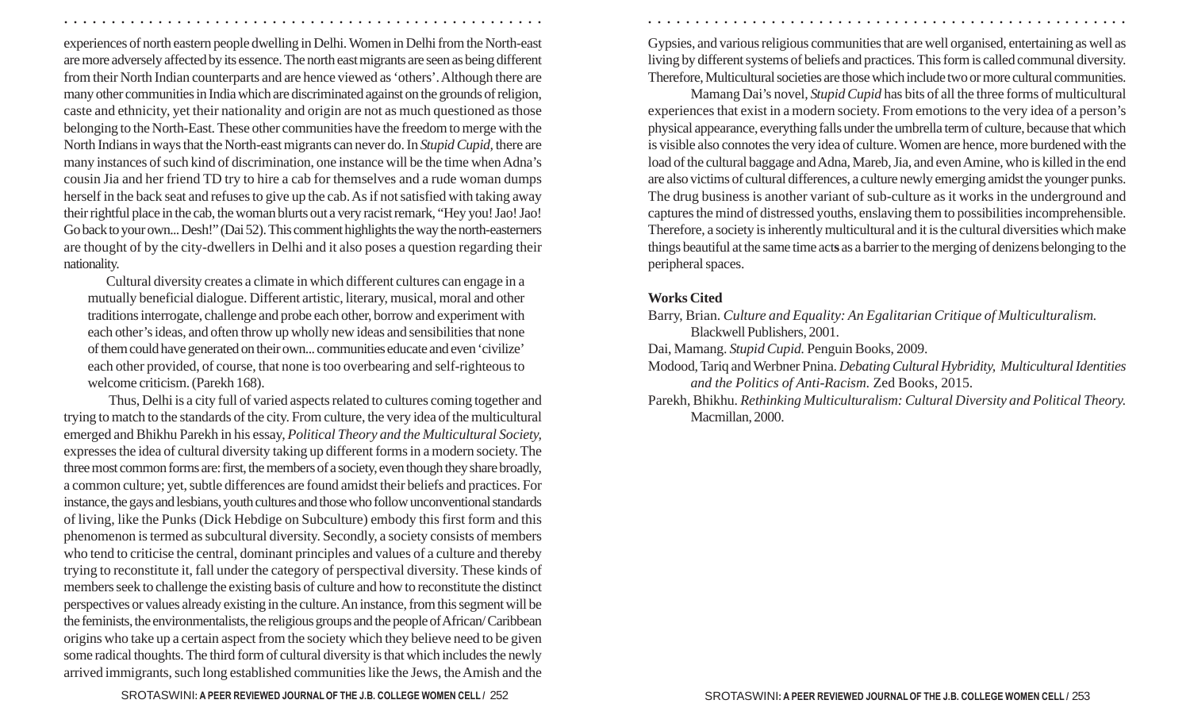experiences of north eastern people dwelling in Delhi. Women in Delhi from the North-east are more adversely affected by its essence. The north east migrants are seen as being different from their North Indian counterparts and are hence viewed as 'others'. Although there are many other communities in India which are discriminated against on the grounds of religion, caste and ethnicity, yet their nationality and origin are not as much questioned as those belonging to the North-East. These other communities have the freedom to merge with the North Indians in ways that the North-east migrants can never do. In *Stupid Cupid,* there are many instances of such kind of discrimination, one instance will be the time when Adna's cousin Jia and her friend TD try to hire a cab for themselves and a rude woman dumps herself in the back seat and refuses to give up the cab. As if not satisfied with taking away their rightful place in the cab, the woman blurts out a very racist remark, "Hey you! Jao! Jao! Go back to your own... Desh!" (Dai 52). This comment highlights the way the north-easterners are thought of by the city-dwellers in Delhi and it also poses a question regarding their nationality.

> Cultural diversity creates a climate in which different cultures can engage in a mutually beneficial dialogue. Different artistic, literary, musical, moral and other traditions interrogate, challenge and probe each other, borrow and experiment with each other's ideas, and often throw up wholly new ideas and sensibilities that none of them could have generated on their own... communities educate and even 'civilize' each other provided, of course, that none is too overbearing and self-righteous to welcome criticism. (Parekh 168).

Thus, Delhi is a city full of varied aspects related to cultures coming together and trying to match to the standards of the city. From culture, the very idea of the multicultural emerged and Bhikhu Parekh in his essay, *Political Theory and the Multicultural Society,* expresses the idea of cultural diversity taking up different forms in a modern society. The three most common forms are: first, the members of a society, even though they share broadly, a common culture; yet, subtle differences are found amidst their beliefs and practices. For instance, the gays and lesbians, youth cultures and those who follow unconventional standards of living, like the Punks (Dick Hebdige on Subculture) embody this first form and this phenomenon is termed as subcultural diversity. Secondly, a society consists of members who tend to criticise the central, dominant principles and values of a culture and thereby trying to reconstitute it, fall under the category of perspectival diversity. These kinds of members seek to challenge the existing basis of culture and how to reconstitute the distinct perspectives or values already existing in the culture. An instance, from this segment will be the feminists, the environmentalists, the religious groups and the people of African/ Caribbean origins who take up a certain aspect from the society which they believe need to be given some radical thoughts. The third form of cultural diversity is that which includes the newly arrived immigrants, such long established communities like the Jews, the Amish and the Gypsies, and various religious communities that are well organised, entertaining as well as living by different systems of beliefs and practices. This form is called communal diversity. Therefore, Multicultural societies are those which include two or more cultural communities.

Mamang Dai's novel, *Stupid Cupid* has bits of all the three forms of multicultural experiences that exist in a modern society. From emotions to the very idea of a person's physical appearance, everything falls under the umbrella term of culture, because that which is visible also connotes the very idea of culture. Women are hence, more burdened with the load of the cultural baggage and Adna, Mareb, Jia, and even Amine, who is killed in the end are also victims of cultural differences, a culture newly emerging amidst the younger punks. The drug business is another variant of sub-culture as it works in the underground and captures the mind of distressed youths, enslaving them to possibilities incomprehensible. Therefore, a society is inherently multicultural and it is the cultural diversities which make things beautiful at the same time act**s** as a barrier to the merging of denizens belonging to the peripheral spaces.

**Works Cited**

Barry, Brian. *Culture and Equality: An Egalitarian Critique of Multiculturalism.* Blackwell Publishers, 2001.

Dai, Mamang. *Stupid Cupid.* Penguin Books, 2009.

Modood, Tariq and Werbner Pnina. *Debating Cultural Hybridity, Multicultural Identities and the Politics of Anti-Racism.* Zed Books, 2015.

Parekh, Bhikhu. *Rethinking Multiculturalism: Cultural Diversity and Political Theory.* Macmillan, 2000.